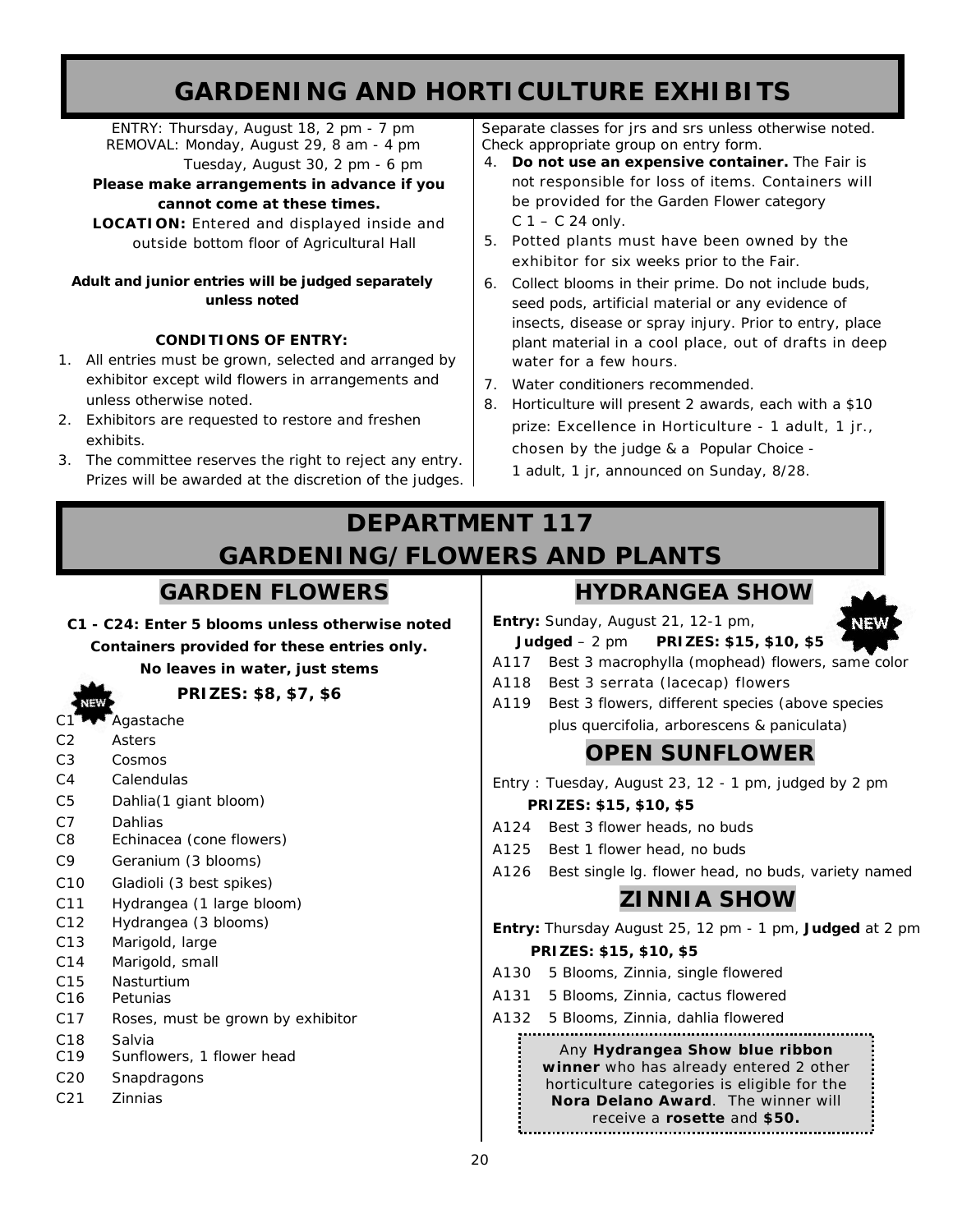# GARDENING AND HORTICULTURE EXHIBITS

ENTRY: Thursday, August 18, 2 pm - 7 pm
REMOVAL: Monday, August 29, 8 am - 4 pm
Tuesday, August 30, 2 pm - 6 pm

**Please make arrangements in advance if you cannot come at these times.**

**LOCATION:** Entered and displayed inside and outside bottom floor of Agricultural Hall

**Adult and junior entries will be judged separately unless noted**

**CONDITIONS OF ENTRY:**

1. All entries must be grown, selected and arranged by exhibitor except wild flowers in arrangements and unless otherwise noted.
2. Exhibitors are requested to restore and freshen exhibits.
3. The committee reserves the right to reject any entry. Prizes will be awarded at the discretion of the judges.

Separate classes for jrs and srs unless otherwise noted. Check appropriate group on entry form.

4. **Do not use an expensive container.** The Fair is not responsible for loss of items. Containers will be provided for the Garden Flower category C 1 – C 24 only.
5. Potted plants must have been owned by the exhibitor for six weeks prior to the Fair.
6. Collect blooms in their prime. Do not include buds, seed pods, artificial material or any evidence of insects, disease or spray injury. Prior to entry, place plant material in a cool place, out of drafts in deep water for a few hours.
7. Water conditioners recommended.
8. Horticulture will present 2 awards, each with a $10 prize: Excellence in Horticulture - 1 adult, 1 jr., chosen by the judge & a Popular Choice - 1 adult, 1 jr, announced on Sunday, 8/28.

# DEPARTMENT 117
# GARDENING/FLOWERS AND PLANTS

## GARDEN FLOWERS

**C1 - C24: Enter 5 blooms unless otherwise noted**
**Containers provided for these entries only.**
**No leaves in water, just stems**

NEW

**PRIZES: $8, $7, $6**

- C1 Agastache
- C2 Asters
- C3 Cosmos
- C4 Calendulas
- C5 Dahlia(1 giant bloom)
- C7 Dahlias
- C8 Echinacea (cone flowers)
- C9 Geranium (3 blooms)
- C10 Gladioli (3 best spikes)
- C11 Hydrangea (1 large bloom)
- C12 Hydrangea (3 blooms)
- C13 Marigold, large
- C14 Marigold, small
- C15 Nasturtium
- C16 Petunias
- C17 Roses, must be grown by exhibitor
- C18 Salvia
- C19 Sunflowers, 1 flower head
- C20 Snapdragons
- C21 Zinnias

## HYDRANGEA SHOW

NEW

**Entry:** Sunday, August 21, 12-1 pm,
**Judged** – 2 pm **PRIZES: $15, $10, $5**

- A117 Best 3 macrophylla (mophead) flowers, same color
- A118 Best 3 serrata (lacecap) flowers
- A119 Best 3 flowers, different species (above species plus quercifolia, arborescens & paniculata)

## OPEN SUNFLOWER

Entry : Tuesday, August 23, 12 - 1 pm, judged by 2 pm
**PRIZES: $15, $10, $5**

- A124 Best 3 flower heads, no buds
- A125 Best 1 flower head, no buds
- A126 Best single lg. flower head, no buds, variety named

## ZINNIA SHOW

**Entry:** Thursday August 25, 12 pm - 1 pm, **Judged** at 2 pm
**PRIZES: $15, $10, $5**

- A130 5 Blooms, Zinnia, single flowered
- A131 5 Blooms, Zinnia, cactus flowered
- A132 5 Blooms, Zinnia, dahlia flowered

Any **Hydrangea Show blue ribbon winner** who has already entered 2 other horticulture categories is eligible for the **Nora Delano Award**. The winner will receive a **rosette** and **$50.**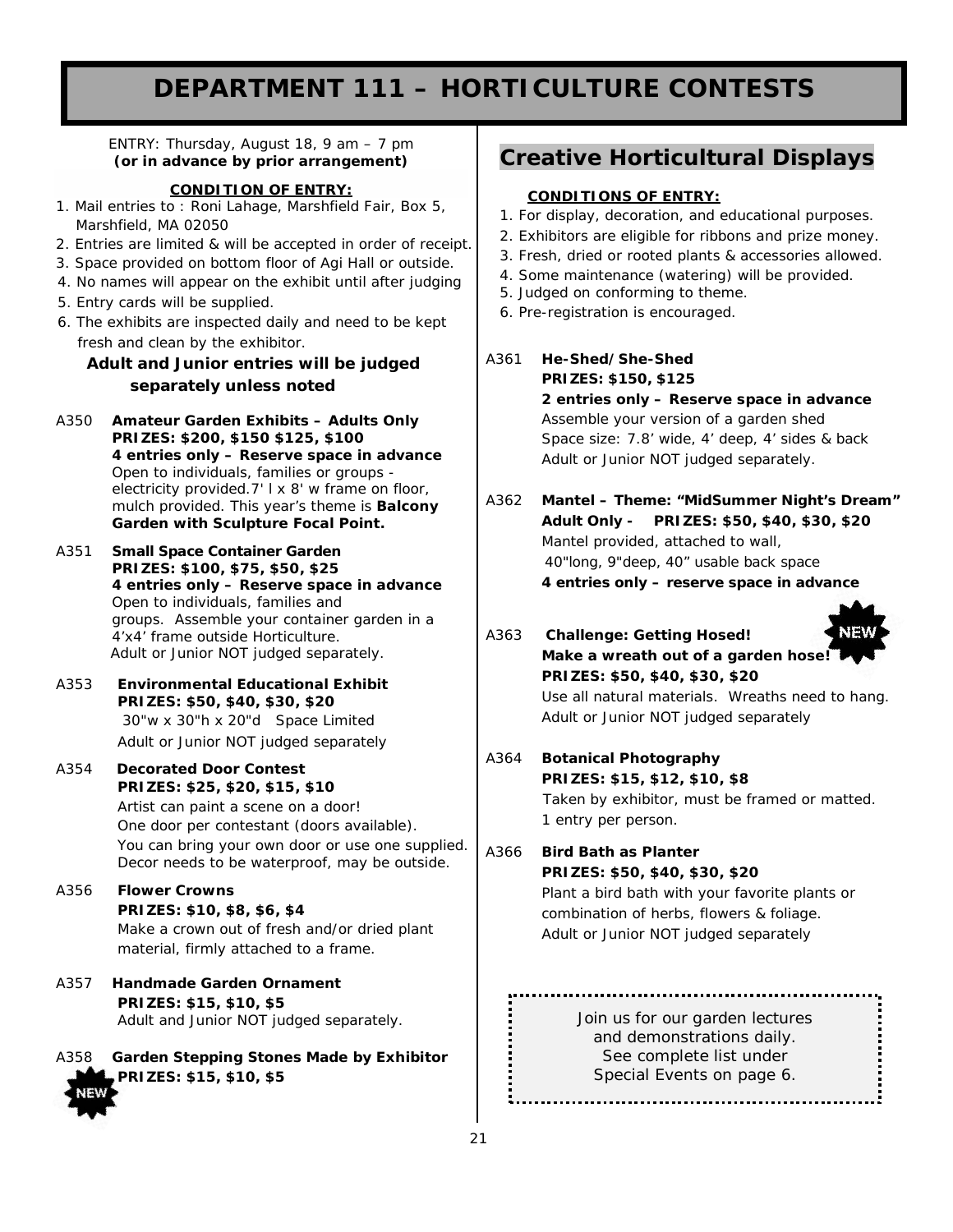# DEPARTMENT 111 – HORTICULTURE CONTESTS

ENTRY: Thursday, August 18, 9 am – 7 pm
**(or in advance by prior arrangement)**

**CONDITION OF ENTRY:**

1. Mail entries to : Roni Lahage, Marshfield Fair, Box 5, Marshfield, MA 02050
2. Entries are limited & will be accepted in order of receipt.
3. Space provided on bottom floor of Agi Hall or outside.
4. No names will appear on the exhibit until after judging
5. Entry cards will be supplied.
6. The exhibits are inspected daily and need to be kept fresh and clean by the exhibitor.

**Adult and Junior entries will be judged separately unless noted**

A350 **Amateur Garden Exhibits – Adults Only**
**PRIZES: $200, $150 $125, $100**
**4 entries only – Reserve space in advance**
Open to individuals, families or groups - electricity provided.7' l x 8' w frame on floor, mulch provided. This year's theme is **Balcony Garden with Sculpture Focal Point.**

A351 **Small Space Container Garden**
**PRIZES: $100, $75, $50, $25**
**4 entries only – Reserve space in advance**
Open to individuals, families and groups. Assemble your container garden in a 4'x4' frame outside Horticulture.
Adult or Junior NOT judged separately.

A353 **Environmental Educational Exhibit**
**PRIZES: $50, $40, $30, $20**
30"w x 30"h x 20"d Space Limited
Adult or Junior NOT judged separately

A354 **Decorated Door Contest**
**PRIZES: $25, $20, $15, $10**
Artist can paint a scene on a door!
One door per contestant (doors available).
You can bring your own door or use one supplied.
Decor needs to be waterproof, may be outside.

A356 **Flower Crowns**
**PRIZES: $10, $8, $6, $4**
Make a crown out of fresh and/or dried plant material, firmly attached to a frame.

A357 **Handmade Garden Ornament**
**PRIZES: $15, $10, $5**
Adult and Junior NOT judged separately.

A358 **Garden Stepping Stones Made by Exhibitor** NEW
**PRIZES: $15, $10, $5**

## Creative Horticultural Displays

**CONDITIONS OF ENTRY:**

1. For display, decoration, and educational purposes.
2. Exhibitors are eligible for ribbons and prize money.
3. Fresh, dried or rooted plants & accessories allowed.
4. Some maintenance (watering) will be provided.
5. Judged on conforming to theme.
6. Pre-registration is encouraged.

A361 **He-Shed/She-Shed**
**PRIZES: $150, $125**
**2 entries only – Reserve space in advance**
Assemble your version of a garden shed
Space size: 7.8' wide, 4' deep, 4' sides & back
Adult or Junior NOT judged separately.

A362 **Mantel – Theme: "MidSummer Night's Dream"**
**Adult Only - PRIZES: $50, $40, $30, $20**
Mantel provided, attached to wall,
40"long, 9"deep, 40" usable back space
**4 entries only – reserve space in advance**

A363 **Challenge: Getting Hosed!** NEW
**Make a wreath out of a garden hose!**
**PRIZES: $50, $40, $30, $20**
Use all natural materials. Wreaths need to hang.
Adult or Junior NOT judged separately

A364 **Botanical Photography**
**PRIZES: $15, $12, $10, $8**
Taken by exhibitor, must be framed or matted.
1 entry per person.

A366 **Bird Bath as Planter**
**PRIZES: $50, $40, $30, $20**
Plant a bird bath with your favorite plants or combination of herbs, flowers & foliage.
Adult or Junior NOT judged separately

Join us for our garden lectures and demonstrations daily. See complete list under Special Events on page 6.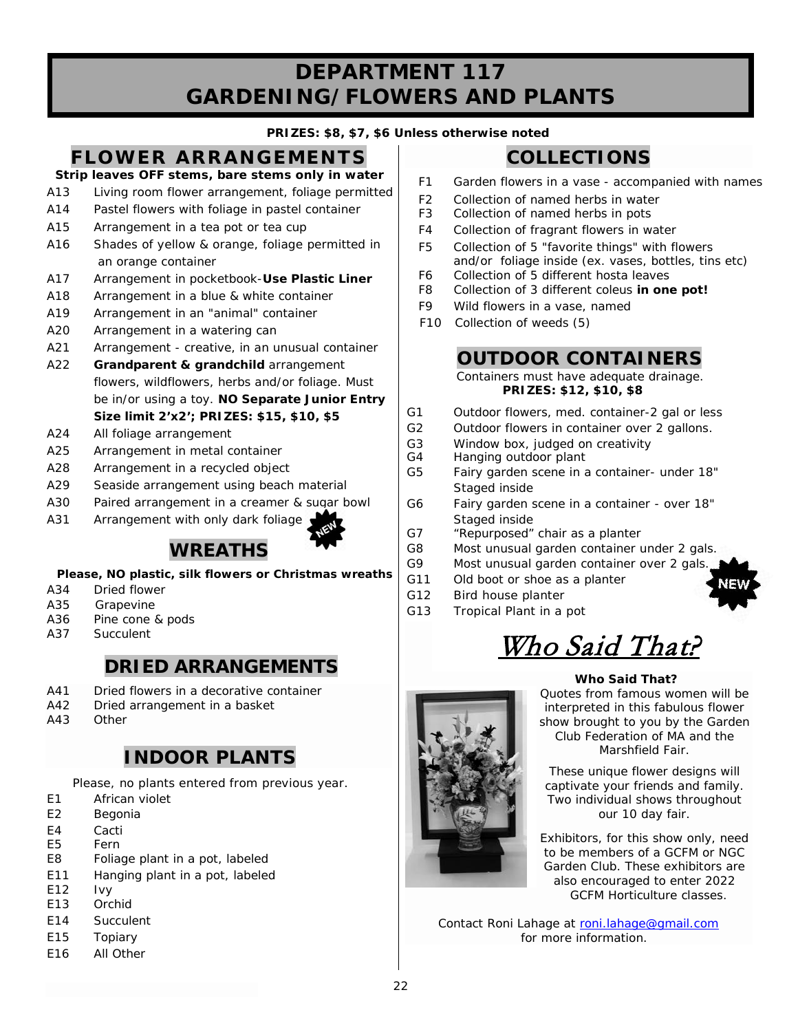# DEPARTMENT 117
# GARDENING/FLOWERS AND PLANTS

**PRIZES: $8, $7, $6 Unless otherwise noted**

## FLOWER ARRANGEMENTS

**Strip leaves OFF stems, bare stems only in water**

A13 Living room flower arrangement, foliage permitted
A14 Pastel flowers with foliage in pastel container
A15 Arrangement in a tea pot or tea cup
A16 Shades of yellow & orange, foliage permitted in an orange container
A17 Arrangement in pocketbook-**Use Plastic Liner**
A18 Arrangement in a blue & white container
A19 Arrangement in an "animal" container
A20 Arrangement in a watering can
A21 Arrangement - creative, in an unusual container
A22 **Grandparent & grandchild** arrangement flowers, wildflowers, herbs and/or foliage. Must be in/or using a toy. **NO Separate Junior Entry Size limit 2'x2'; PRIZES: $15, $10, $5**
A24 All foliage arrangement
A25 Arrangement in metal container
A28 Arrangement in a recycled object
A29 Seaside arrangement using beach material
A30 Paired arrangement in a creamer & sugar bowl
A31 Arrangement with only dark foliage NEW

## WREATHS

**Please, NO plastic, silk flowers or Christmas wreaths**

A34 Dried flower
A35 Grapevine
A36 Pine cone & pods
A37 Succulent

## DRIED ARRANGEMENTS

A41 Dried flowers in a decorative container
A42 Dried arrangement in a basket
A43 Other

## INDOOR PLANTS

Please, no plants entered from previous year.

E1 African violet
E2 Begonia
E4 Cacti
E5 Fern
E8 Foliage plant in a pot, labeled
E11 Hanging plant in a pot, labeled
E12 Ivy
E13 Orchid
E14 Succulent
E15 Topiary
E16 All Other

## COLLECTIONS

F1 Garden flowers in a vase - accompanied with names
F2 Collection of named herbs in water
F3 Collection of named herbs in pots
F4 Collection of fragrant flowers in water
F5 Collection of 5 "favorite things" with flowers and/or foliage inside (ex. vases, bottles, tins etc)
F6 Collection of 5 different hosta leaves
F8 Collection of 3 different coleus **in one pot!**
F9 Wild flowers in a vase, named
F10 Collection of weeds (5)

## OUTDOOR CONTAINERS

Containers must have adequate drainage.
**PRIZES: $12, $10, $8**

G1 Outdoor flowers, med. container-2 gal or less
G2 Outdoor flowers in container over 2 gallons.
G3 Window box, judged on creativity
G4 Hanging outdoor plant
G5 Fairy garden scene in a container- under 18" Staged inside
G6 Fairy garden scene in a container - over 18" Staged inside
G7 "Repurposed" chair as a planter
G8 Most unusual garden container under 2 gals.
G9 Most unusual garden container over 2 gals.
G11 Old boot or shoe as a planter NEW
G12 Bird house planter
G13 Tropical Plant in a pot

## *Who Said That?*

**Who Said That?**

Quotes from famous women will be interpreted in this fabulous flower show brought to you by the Garden Club Federation of MA and the Marshfield Fair.

These unique flower designs will captivate your friends and family. Two individual shows throughout our 10 day fair.

Exhibitors, for this show only, need to be members of a GCFM or NGC Garden Club. These exhibitors are also encouraged to enter 2022 GCFM Horticulture classes.

Contact Roni Lahage at roni.lahage@gmail.com for more information.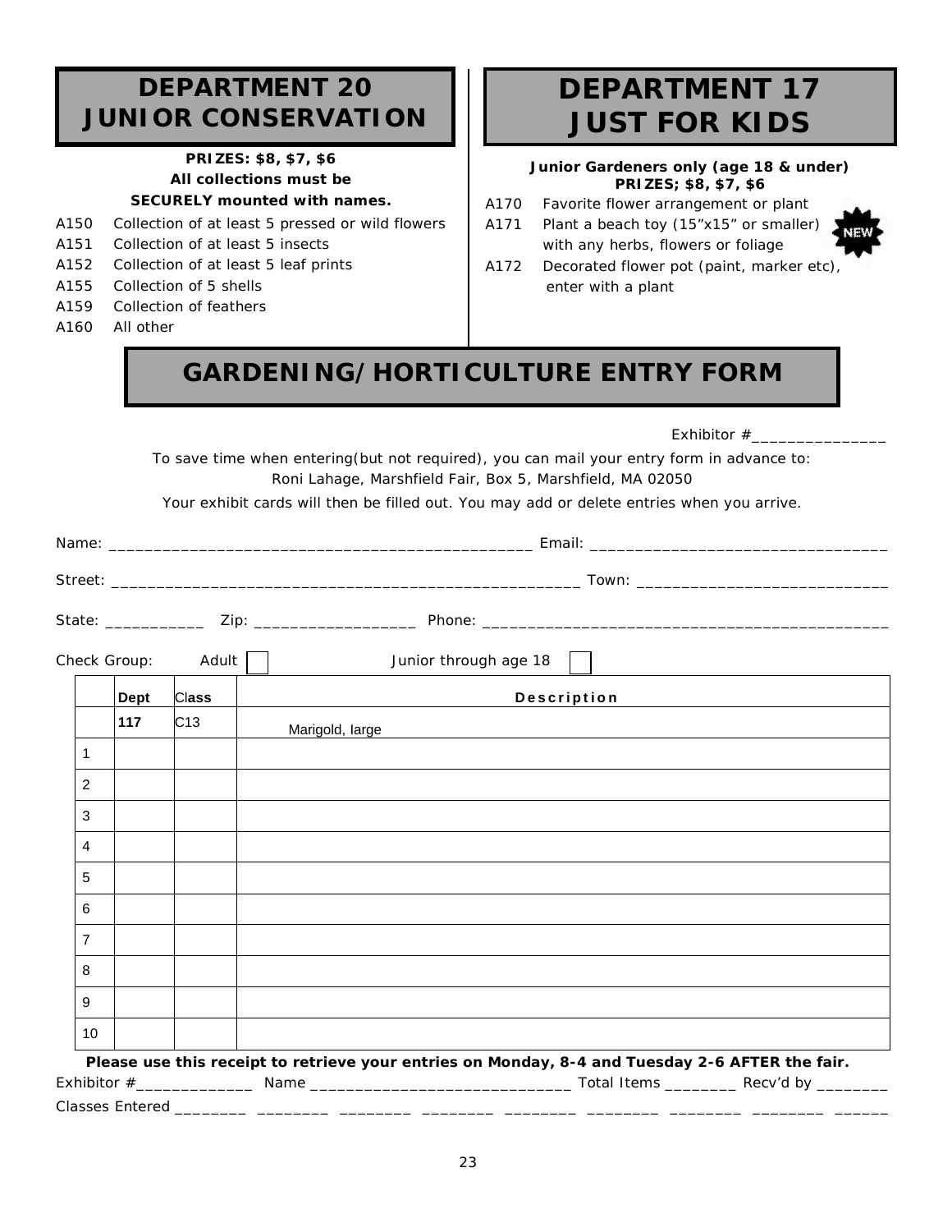## DEPARTMENT 20 JUNIOR CONSERVATION

**PRIZES: $8, $7, $6**
**All collections must be SECURELY mounted with names.**

- A150 Collection of at least 5 pressed or wild flowers
- A151 Collection of at least 5 insects
- A152 Collection of at least 5 leaf prints
- A155 Collection of 5 shells
- A159 Collection of feathers
- A160 All other

## DEPARTMENT 17 JUST FOR KIDS

**Junior Gardeners only (age 18 & under)**
**PRIZES; $8, $7, $6**

- A170 Favorite flower arrangement or plant
- A171 Plant a beach toy (15"x15" or smaller) with any herbs, flowers or foliage NEW
- A172 Decorated flower pot (paint, marker etc), enter with a plant

## GARDENING/HORTICULTURE ENTRY FORM

Exhibitor #_______________

To save time when entering(but not required), you can mail your entry form in advance to:
Roni Lahage, Marshfield Fair, Box 5, Marshfield, MA 02050

Your exhibit cards will then be filled out. You may add or delete entries when you arrive.

Name: _______________________________________________ Email: _________________________________

Street: ___________________________________________________ Town: ____________________________

State: ___________ Zip: _________________ Phone: _____________________________________________

Check Group: Adult ☐ Junior through age 18 ☐

| | Dept | Class | Description |
|---|---|---|---|
| | 117 | C13 | Marigold, large |
| 1 | | | |
| 2 | | | |
| 3 | | | |
| 4 | | | |
| 5 | | | |
| 6 | | | |
| 7 | | | |
| 8 | | | |
| 9 | | | |
| 10 | | | |

**Please use this receipt to retrieve your entries on Monday, 8-4 and Tuesday 2-6 AFTER the fair.**

Exhibitor #_____________ Name _____________________________ Total Items ________ Recv'd by ________

Classes Entered ________ ________ ________ ________ ________ ________ ________ ________ ______